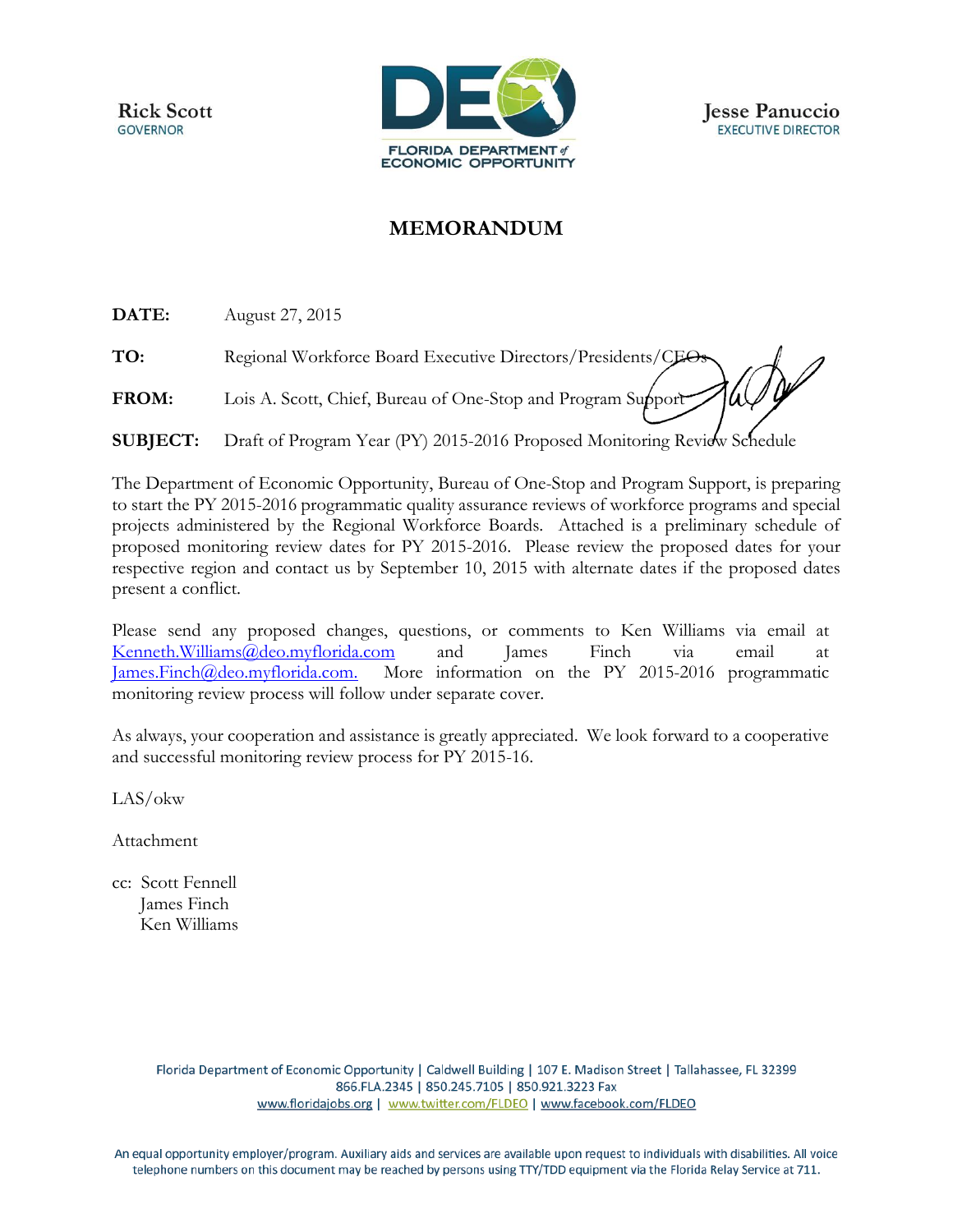Rick Scott
GOVERNOR

FLORIDA DEPARTMENT of ECONOMIC OPPORTUNITY

Jesse Panuccio
EXECUTIVE DIRECTOR

# MEMORANDUM

**DATE:** August 27, 2015

**TO:** Regional Workforce Board Executive Directors/Presidents/CEOs

**FROM:** Lois A. Scott, Chief, Bureau of One-Stop and Program Support

**SUBJECT:** Draft of Program Year (PY) 2015-2016 Proposed Monitoring Review Schedule

The Department of Economic Opportunity, Bureau of One-Stop and Program Support, is preparing to start the PY 2015-2016 programmatic quality assurance reviews of workforce programs and special projects administered by the Regional Workforce Boards. Attached is a preliminary schedule of proposed monitoring review dates for PY 2015-2016. Please review the proposed dates for your respective region and contact us by September 10, 2015 with alternate dates if the proposed dates present a conflict.

Please send any proposed changes, questions, or comments to Ken Williams via email at Kenneth.Williams@deo.myflorida.com and James Finch via email at James.Finch@deo.myflorida.com. More information on the PY 2015-2016 programmatic monitoring review process will follow under separate cover.

As always, your cooperation and assistance is greatly appreciated. We look forward to a cooperative and successful monitoring review process for PY 2015-16.

LAS/okw

Attachment

cc: Scott Fennell
James Finch
Ken Williams

Florida Department of Economic Opportunity | Caldwell Building | 107 E. Madison Street | Tallahassee, FL 32399
866.FLA.2345 | 850.245.7105 | 850.921.3223 Fax
www.floridajobs.org | www.twitter.com/FLDEO | www.facebook.com/FLDEO

An equal opportunity employer/program. Auxiliary aids and services are available upon request to individuals with disabilities. All voice telephone numbers on this document may be reached by persons using TTY/TDD equipment via the Florida Relay Service at 711.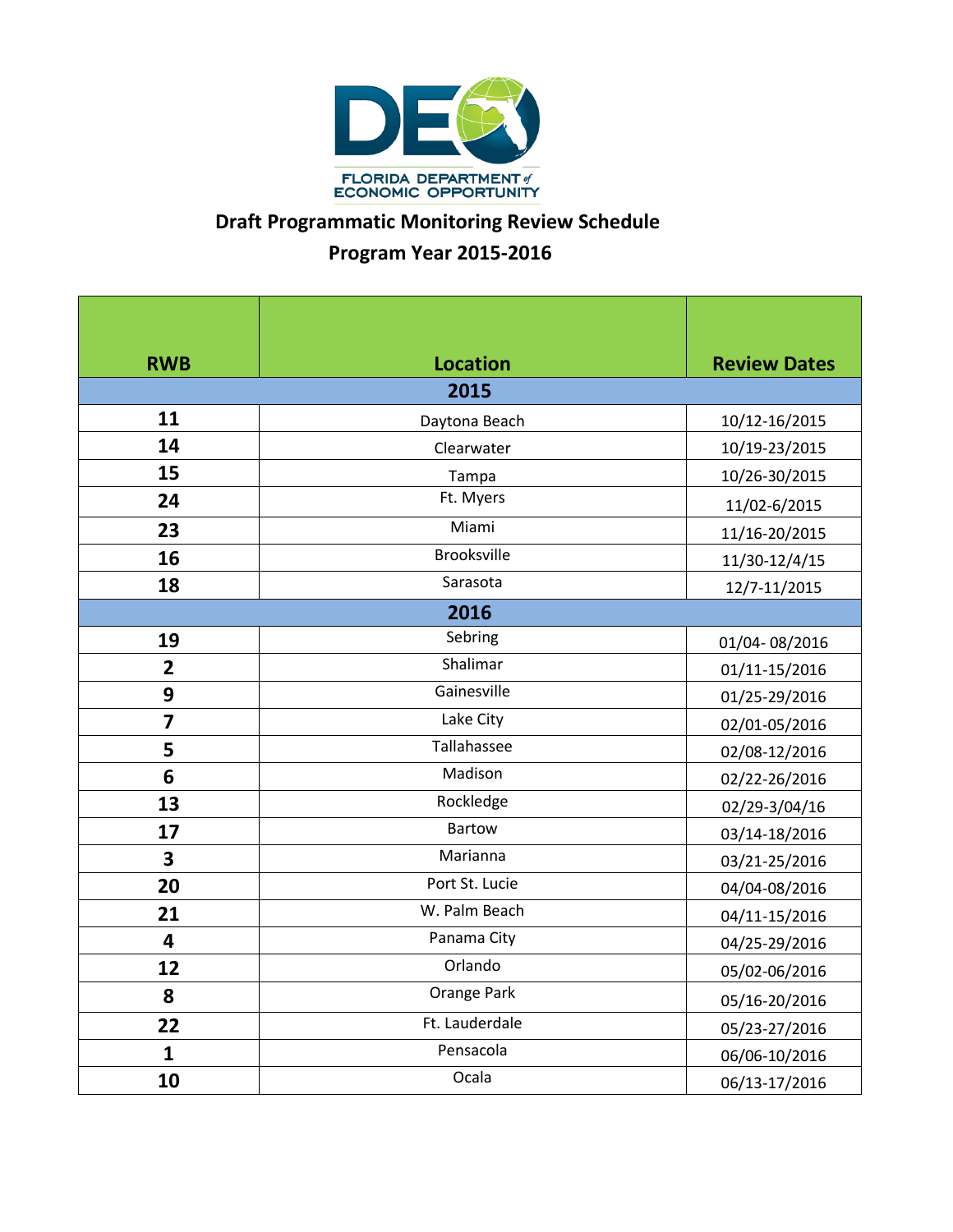FLORIDA DEPARTMENT of ECONOMIC OPPORTUNITY

## Draft Programmatic Monitoring Review Schedule
## Program Year 2015-2016

| RWB | Location | Review Dates |
|---|---|---|
| **2015** | | |
| 11 | Daytona Beach | 10/12-16/2015 |
| 14 | Clearwater | 10/19-23/2015 |
| 15 | Tampa | 10/26-30/2015 |
| 24 | Ft. Myers | 11/02-6/2015 |
| 23 | Miami | 11/16-20/2015 |
| 16 | Brooksville | 11/30-12/4/15 |
| 18 | Sarasota | 12/7-11/2015 |
| **2016** | | |
| 19 | Sebring | 01/04- 08/2016 |
| 2 | Shalimar | 01/11-15/2016 |
| 9 | Gainesville | 01/25-29/2016 |
| 7 | Lake City | 02/01-05/2016 |
| 5 | Tallahassee | 02/08-12/2016 |
| 6 | Madison | 02/22-26/2016 |
| 13 | Rockledge | 02/29-3/04/16 |
| 17 | Bartow | 03/14-18/2016 |
| 3 | Marianna | 03/21-25/2016 |
| 20 | Port St. Lucie | 04/04-08/2016 |
| 21 | W. Palm Beach | 04/11-15/2016 |
| 4 | Panama City | 04/25-29/2016 |
| 12 | Orlando | 05/02-06/2016 |
| 8 | Orange Park | 05/16-20/2016 |
| 22 | Ft. Lauderdale | 05/23-27/2016 |
| 1 | Pensacola | 06/06-10/2016 |
| 10 | Ocala | 06/13-17/2016 |